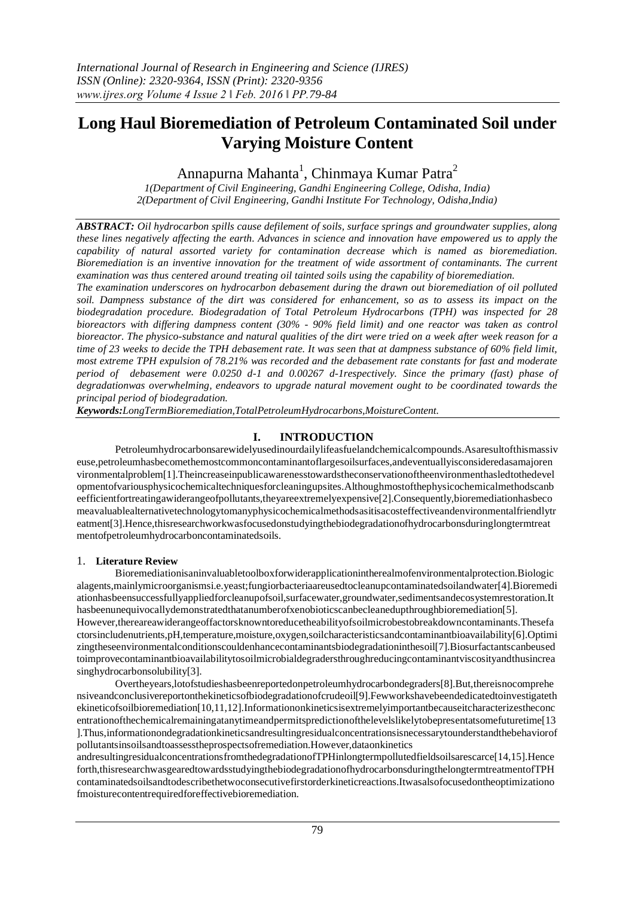# Long Haul Bioremediation of Petroleum Contaminated Soil under Varying Moisture Content

Annapurna Mahanta[1], Chinmaya Kumar Patra[2]

*1(Department of Civil Engineering, Gandhi Engineering College, Odisha, India)*
*2(Department of Civil Engineering, Gandhi Institute For Technology, Odisha,India)*

***ABSTRACT:*** *Oil hydrocarbon spills cause defilement of soils, surface springs and groundwater supplies, along these lines negatively affecting the earth. Advances in science and innovation have empowered us to apply the capability of natural assorted variety for contamination decrease which is named as bioremediation. Bioremediation is an inventive innovation for the treatment of wide assortment of contaminants. The current examination was thus centered around treating oil tainted soils using the capability of bioremediation.*

*The examination underscores on hydrocarbon debasement during the drawn out bioremediation of oil polluted soil. Dampness substance of the dirt was considered for enhancement, so as to assess its impact on the biodegradation procedure. Biodegradation of Total Petroleum Hydrocarbons (TPH) was inspected for 28 bioreactors with differing dampness content (30% - 90% field limit) and one reactor was taken as control bioreactor. The physico-substance and natural qualities of the dirt were tried on a week after week reason for a time of 23 weeks to decide the TPH debasement rate. It was seen that at dampness substance of 60% field limit, most extreme TPH expulsion of 78.21% was recorded and the debasement rate constants for fast and moderate period of debasement were 0.0250 $d^{-1}$ and 0.00267 $d^{-1}$respectively. Since the primary (fast) phase of degradationwas overwhelming, endeavors to upgrade natural movement ought to be coordinated towards the principal period of biodegradation.*

***Keywords:*** *Long Term Bioremediation, Total Petroleum Hydrocarbons, Moisture Content.*

## I. INTRODUCTION

Petroleum hydrocarbons are widely used in our daily life as fuel and chemical compounds. As a result of this massive use, petroleum has become the most common contaminant of large soil surfaces, and eventually is considered as a major environmental problem [1]. The increase in public awareness towards the conservation of the environment has led to the development of various physicochemical techniques for cleaning up sites. Although most of the physicochemical methods can be efficient for treating a wide range of pollutants, they are extremely expensive [2]. Consequently, bioremediation has become a valuable alternative technology to many physicochemical methods as it is a cost effective and environmental friendly treatment [3]. Hence, this research work was focused on studying the biodegradation of hydrocarbons during long term treatment of petroleum hydrocarbon contaminated soils.

### 1. Literature Review

Bioremediation is an invaluable toolbox for wider application in the realm of environmental protection. Biological agents, mainly microorganisms i.e. yeast; fungi or bacteria are used to clean up contaminated soil and water [4]. Bioremediation has been successfully applied for cleanup of soil, surface water, groundwater, sediments and ecosystem restoration. It has been unequivocally demonstrated that a number of xenobiotics can be cleaned up through bioremediation [5]. However, there are a wide range of factors known to reduce the ability of soil microbes to breakdown contaminants. These factors include nutrients, pH, temperature, moisture, oxygen, soil characteristics and contaminant bioavailability [6]. Optimizing these environmental conditions could enhance contaminants biodegradation in the soil [7]. Biosurfactants can be used to improve contaminant bioavailability to soil microbial degraders through reducing contaminant viscosity and thus increasing hydrocarbons solubility [3].

Over the years, lot of studies has been reported on petroleum hydrocarbon degraders [8]. But, there is no comprehensive and conclusive report on the kinetics of biodegradation of crude oil [9]. Few works have been dedicated to investigate the kinetic of soil bioremediation [10,11,12]. Information on kinetics is extremely important because it characterizes the concentration of the chemical remaining at any time and permits prediction of the levels likely to be present at some future time [13]. Thus, information on degradation kinetics and resulting residual concentrations is necessary to understand the behavior of pollutants in soils and to assess the prospects of remediation. However, data on kinetics and resulting residual concentrations from the degradation of TPH in long term polluted field soils are scarce [14,15]. Henceforth, this research was geared towards studying the biodegradation of hydrocarbons during the long term treatment of TPH contaminated soils and to describe the two consecutive first order kinetic reactions. It was also focused on the optimization of moisture content required for effective bioremediation.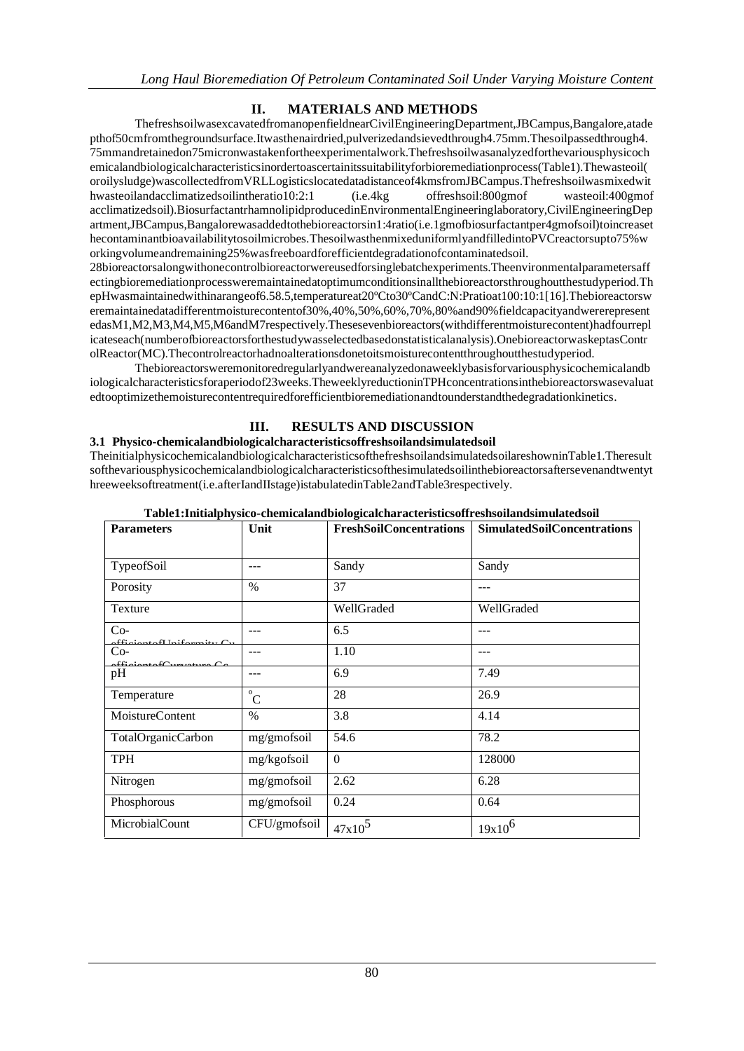## II. MATERIALS AND METHODS

The fresh soil was excavated from an open field near Civil Engineering Department, JB Campus, Bangalore, at a depth of 50cm from the ground surface. It was then air dried, pulverized and sieved through 4.75mm. The soil passed through 4.75mm and retained on 75micron was taken for the experimental work. The fresh soil was analyzed for the various physicochemical and biological characteristics in order to ascertain its suitability for bioremediation process (Table 1). The waste oil (or oily sludge) was collected from VRL Logistics located at a distance of 4kms from JB Campus. The fresh soil was mixed with waste oil and acclimatized soil in the ratio 10:2:1 (i.e. 4kg of fresh soil: 800gm of waste oil: 400gm of acclimatized soil). Biosurfactant rhamnolipid produced in Environmental Engineering laboratory, Civil Engineering Department, JB Campus, Bangalore was added to the bioreactors in 1:4 ratio (i.e. 1gm of biosurfactant per 4gm of soil) to increase the contaminant bioavailability to soil microbes. The soil was then mixed uniformly and filled into PVC reactors up to 75% working volume and remaining 25% was free board for efficient degradation of contaminated soil.

28 bioreactors along with one control bioreactor were used for single batch experiments. The environmental parameters affecting bioremediation process were maintained at optimum conditions in all the bioreactors throughout the study period. The pH was maintained within a range of 6.5-8.5, temperature at 20ºC to 30ºC and C:N:P ratio at 100:10:1[16]. The bioreactors were maintained at different moisture content of 30%, 40%, 50%, 60%, 70%, 80% and 90% field capacity and were represented as M1, M2, M3, M4, M5, M6 and M7 respectively. These seven bioreactors (with different moisture content) had four replicates each (number of bioreactors for the study was selected based on statistical analysis). One bioreactor was kept as Control Reactor (MC). The control reactor had no alterations done to its moisture content throughout the study period.

The bioreactors were monitored regularly and were analyzed on a weekly basis for various physicochemical and biological characteristics for a period of 23 weeks. The weekly reduction in TPH concentrations in the bioreactors was evaluated to optimize the moisture content required for efficient bioremediation and to understand the degradation kinetics.

## III. RESULTS AND DISCUSSION

### 3.1 Physico-chemical and biological characteristics of fresh soil and simulated soil

The initial physicochemical and biological characteristics of the fresh soil and simulated soil are shown in Table 1. The results of the various physicochemical and biological characteristics of the simulated soil in the bioreactors after seven and twenty three weeks of treatment (i.e. after I and II stage) is tabulated in Table 2 and Table 3 respectively.

**Table 1: Initial physico-chemical and biological characteristics of fresh soil and simulated soil**

| Parameters | Unit | Fresh Soil Concentrations | Simulated Soil Concentrations |
|---|---|---|---|
| Type of Soil | --- | Sandy | Sandy |
| Porosity | % | 37 | --- |
| Texture | | Well Graded | Well Graded |
| Co-efficient of Uniformity Cu | --- | 6.5 | --- |
| Co-efficient of Curvature Cc | --- | 1.10 | --- |
| pH | --- | 6.9 | 7.49 |
| Temperature | $^{\circ}C$ | 28 | 26.9 |
| Moisture Content | % | 3.8 | 4.14 |
| Total Organic Carbon | mg/gm of soil | 54.6 | 78.2 |
| TPH | mg/kg of soil | 0 | 128000 |
| Nitrogen | mg/gm of soil | 2.62 | 6.28 |
| Phosphorous | mg/gm of soil | 0.24 | 0.64 |
| Microbial Count | CFU/gm of soil | $47 \times 10^{5}$ | $19 \times 10^{6}$ |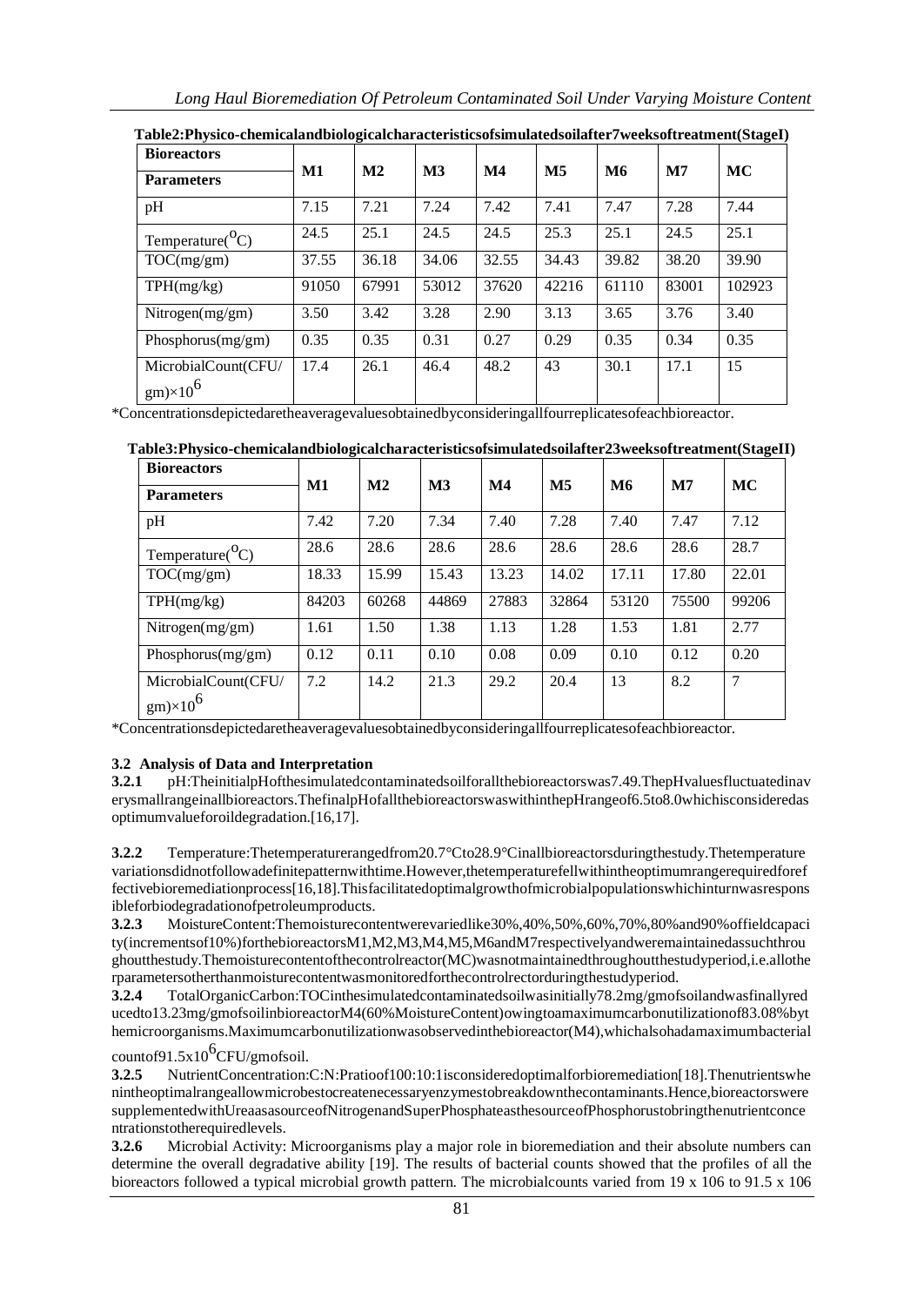**Table2:Physico-chemicalandbiologicalcharacteristicsofsimulatedsoilafter7weeksoftreatment(StageI)**

| Bioreactors / Parameters | M1 | M2 | M3 | M4 | M5 | M6 | M7 | MC |
|---|---|---|---|---|---|---|---|---|
| pH | 7.15 | 7.21 | 7.24 | 7.42 | 7.41 | 7.47 | 7.28 | 7.44 |
| Temperature($^{O}$C) | 24.5 | 25.1 | 24.5 | 24.5 | 25.3 | 25.1 | 24.5 | 25.1 |
| TOC(mg/gm) | 37.55 | 36.18 | 34.06 | 32.55 | 34.43 | 39.82 | 38.20 | 39.90 |
| TPH(mg/kg) | 91050 | 67991 | 53012 | 37620 | 42216 | 61110 | 83001 | 102923 |
| Nitrogen(mg/gm) | 3.50 | 3.42 | 3.28 | 2.90 | 3.13 | 3.65 | 3.76 | 3.40 |
| Phosphorus(mg/gm) | 0.35 | 0.35 | 0.31 | 0.27 | 0.29 | 0.35 | 0.34 | 0.35 |
| MicrobialCount(CFU/ gm)$\times10^{6}$ | 17.4 | 26.1 | 46.4 | 48.2 | 43 | 30.1 | 17.1 | 15 |

*Concentrationsdepictedaretheaveragevaluesobtainedbyconsideringallfourreplicatesofeachbioreactor.

**Table3:Physico-chemicalandbiologicalcharacteristicsofsimulatedsoilafter23weeksoftreatment(StageII)**

| Bioreactors / Parameters | M1 | M2 | M3 | M4 | M5 | M6 | M7 | MC |
|---|---|---|---|---|---|---|---|---|
| pH | 7.42 | 7.20 | 7.34 | 7.40 | 7.28 | 7.40 | 7.47 | 7.12 |
| Temperature($^{O}$C) | 28.6 | 28.6 | 28.6 | 28.6 | 28.6 | 28.6 | 28.6 | 28.7 |
| TOC(mg/gm) | 18.33 | 15.99 | 15.43 | 13.23 | 14.02 | 17.11 | 17.80 | 22.01 |
| TPH(mg/kg) | 84203 | 60268 | 44869 | 27883 | 32864 | 53120 | 75500 | 99206 |
| Nitrogen(mg/gm) | 1.61 | 1.50 | 1.38 | 1.13 | 1.28 | 1.53 | 1.81 | 2.77 |
| Phosphorus(mg/gm) | 0.12 | 0.11 | 0.10 | 0.08 | 0.09 | 0.10 | 0.12 | 0.20 |
| MicrobialCount(CFU/ gm)$\times10^{6}$ | 7.2 | 14.2 | 21.3 | 29.2 | 20.4 | 13 | 8.2 | 7 |

*Concentrationsdepictedaretheaveragevaluesobtainedbyconsideringallfourreplicatesofeachbioreactor.

### 3.2 Analysis of Data and Interpretation

**3.2.1** pH:TheinitialpHofthesimulatedcontaminatedsoilforallthebioreactorswas7.49.ThepHvaluesfluctuatedinaverysmallrangeinallbioreactors.ThefinalpHofallthebioreactorswaswithinthepHrangeof6.5to8.0whichisconsideredasoptimumvalueforoildegradation.[16,17].

**3.2.2** Temperature:Thetemperaturerangedfrom20.7°Cto28.9°Cinallbioreactorsduringthestudy.Thetemperaturevariationsdidnotfollowadefinitepatternwithtime.However,thetemperaturefellwithintheoptimumrangerequiredforeffectivebioremediationprocess[16,18].Thisfacilitatedoptimalgrowthofmicrobialpopulationswhichinturnwasresponsibleforbiodegradationofpetroleumproducts.

**3.2.3** MoistureContent:Themoisturecontentwerevariedlike30%,40%,50%,60%,70%,80%and90%offieldcapacity(incrementsof10%)forthebioreactorsM1,M2,M3,M4,M5,M6andM7respectivelyandweremaintainedassuchthroughoutthestudy.Themoisturecontentofthecontrolreactor(MC)wasnotmaintainedthroughoutthestudyperiod,i.e.alltheparametersotherthanmoisturecontentwasmonitoredforthecontrolrectorduringthestudyperiod.

**3.2.4** TotalOrganicCarbon:TOCinthesimulatedcontaminatedsoilwasinitially78.2mg/gmofsoilandwasfinallyreducedto13.23mg/gmofsoilinbioreactorM4(60%MoistureContent)owingtoamaximumcarbonutilizationof83.08%bythemicroorganisms.Maximumcarbonutilizationwasobservedinthebioreactor(M4),whichalsohadamaximumbacterialcountof91.5x10$^{6}$CFU/gmofsoil.

**3.2.5** NutrientConcentration:C:N:Pratioof100:10:1isconsideredoptimalforbioremediation[18].ThenutrientswhenintheoptimalrangeallowmicrobestocreatenecessaryenzymestobreakdownthecontaminantsHence,bioreactorsweresupplementedwithUreaasasourceofNitrogenandSuperPhosphateasthesourceofPhosphorustobringthenutrientconcentrationstotherequiredlevels.

**3.2.6** Microbial Activity: Microorganisms play a major role in bioremediation and their absolute numbers can determine the overall degradative ability [19]. The results of bacterial counts showed that the profiles of all the bioreactors followed a typical microbial growth pattern. The microbialcounts varied from 19 x 106 to 91.5 x 106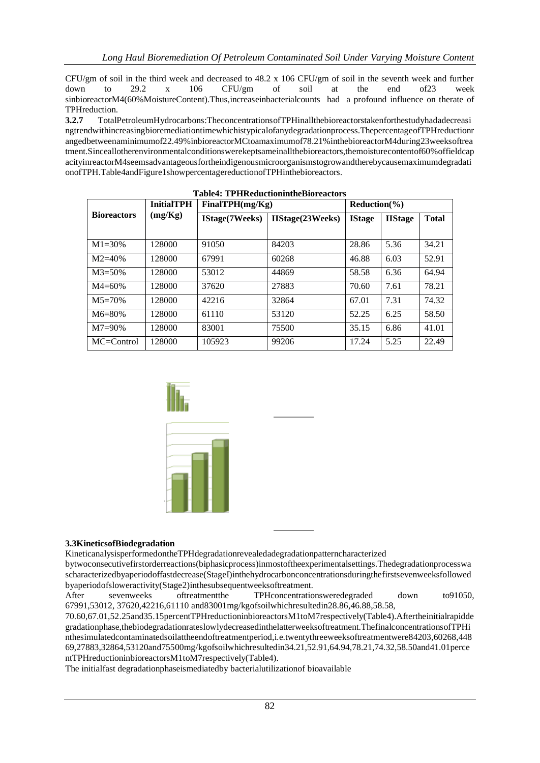CFU/gm of soil in the third week and decreased to 48.2 x 106 CFU/gm of soil in the seventh week and further down to 29.2 x 106 CFU/gm of soil at the end of23 week sinbioreactorM4(60%MoistureContent).Thus,increaseinbacterialcounts had a profound influence on therate of TPHreduction.

**3.2.7** TotalPetroleumHydrocarbons:TheconcentrationsofTPHinallthebioreactorstakenforthestudyhadadecreasingtrendwithincreasingbioremediationtimewhichistypicalofanydegradationprocess.ThepercentageofTPHreductionrangedbetweenaminimumof22.49%inbioreactorMCtoamaximumof78.21%inthebioreactorM4during23weeksoftreatment.Sinceallotherenvironmentalconditionswerekeptsameinallthebioreactors,themoisturecontentof60%offieldcapacityinreactorM4seemsadvantageousfortheindigenousmicroorganismstogrowandtherebycausemaximumdegradationofTPH.Table4andFigure1showpercentagereductionofTPHinthebioreactors.

**Table4: TPHReductionintheBioreactors**

| Bioreactors | InitialTPH (mg/Kg) | FinalTPH(mg/Kg) | | Reduction(%) | | |
|---|---|---|---|---|---|---|
| | | IStage(7Weeks) | IIStage(23Weeks) | IStage | IIStage | Total |
| M1=30% | 128000 | 91050 | 84203 | 28.86 | 5.36 | 34.21 |
| M2=40% | 128000 | 67991 | 60268 | 46.88 | 6.03 | 52.91 |
| M3=50% | 128000 | 53012 | 44869 | 58.58 | 6.36 | 64.94 |
| M4=60% | 128000 | 37620 | 27883 | 70.60 | 7.61 | 78.21 |
| M5=70% | 128000 | 42216 | 32864 | 67.01 | 7.31 | 74.32 |
| M6=80% | 128000 | 61110 | 53120 | 52.25 | 6.25 | 58.50 |
| M7=90% | 128000 | 83001 | 75500 | 35.15 | 6.86 | 41.01 |
| MC=Control | 128000 | 105923 | 99206 | 17.24 | 5.25 | 22.49 |

### 3.3KineticsofBiodegradation

KineticanalysisperformedontheTPHdegradationrevealedadegradationpatterncharacterized bytwoconsecutivefirstorderreactions(biphasicprocess)inmostoftheexperimentalsettings.Thedegradationprocesswascharacterizedbyaperiodoffastdecrease(StageI)inthehydrocarbonconcentrationsduringthefirstsevenweeksfollowed byaperiodofsloweractivity(Stage2)inthesubsequentweeksoftreatment.

After sevenweeks oftreatmentthe TPHconcentrationsweredegraded down to91050, 67991,53012, 37620,42216,61110 and83001mg/kgofsoilwhichresultedin28.86,46.88,58.58, 70.60,67.01,52.25and35.15percentTPHreductioninbioreactorsM1toM7respectively(Table4).Aftertheinitialrapiddegradationphase,thebiodegradationrateslowlydecreasedinthelatterweeksoftreatment.ThefinalconcentrationsofTPHinthesimulatedcontaminatedsoilattheendoftreatmentperiod,i.e.twentythreeweeksoftreatmentwere84203,60268,44869,27883,32864,53120and75500mg/kgofsoilwhichresultedin34.21,52.91,64.94,78.21,74.32,58.50and41.01percentTPHreductioninbioreactorsM1toM7respectively(Table4).

The initialfast degradationphaseismediatedby bacterialutilizationof bioavailable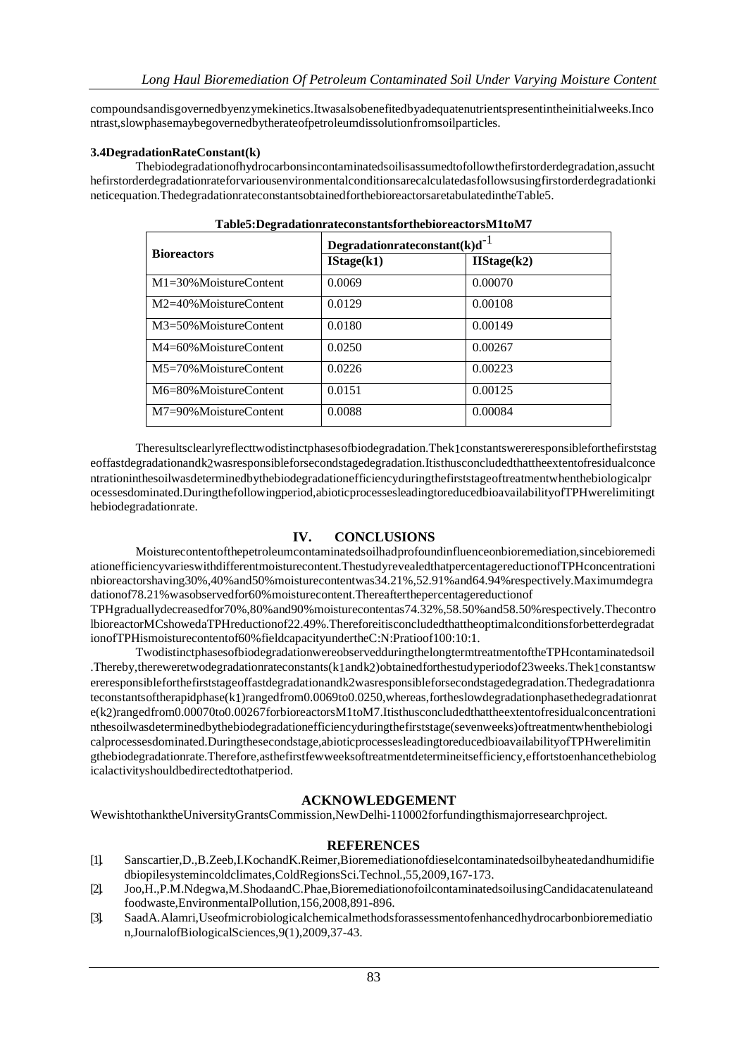compounds and is governed by enzyme kinetics. It was also benefited by adequate nutrients present in the initial weeks. In contrast, slow phase may be governed by the rate of petroleum dissolution from soil particles.

### 3.4 Degradation Rate Constant (k)

The biodegradation of hydrocarbons in contaminated soil is assumed to follow the first order degradation, as such the first order degradation rate for various environmental conditions are calculated as follows using first order degradation kinetic equation. The degradation rate constants obtained for the bioreactors are tabulated in the Table 5.

**Table 5: Degradation rate constants for the bioreactors M1 to M7**

| Bioreactors | Degradation rate constant (k) $d^{-1}$ | |
|---|---|---|
| | I Stage (k1) | II Stage (k2) |
| M1=30% Moisture Content | 0.0069 | 0.00070 |
| M2=40% Moisture Content | 0.0129 | 0.00108 |
| M3=50% Moisture Content | 0.0180 | 0.00149 |
| M4=60% Moisture Content | 0.0250 | 0.00267 |
| M5=70% Moisture Content | 0.0226 | 0.00223 |
| M6=80% Moisture Content | 0.0151 | 0.00125 |
| M7=90% Moisture Content | 0.0088 | 0.00084 |

The results clearly reflect two distinct phases of biodegradation. The k1 constants were responsible for the first stage of fast degradation and k2 was responsible for second stage degradation. It is thus concluded that the extent of residual concentration in the soil was determined by the biodegradation efficiency during the first stage of treatment when the biological processes dominated. During the following period, abiotic processes leading to reduced bioavailability of TPH were limiting the biodegradation rate.

## IV. CONCLUSIONS

Moisture content of the petroleum contaminated soil had profound influence on bioremediation, since bioremediation efficiency varies with different moisture content. The study revealed that percentage reduction of TPH concentration in bioreactors having 30%, 40% and 50% moisture content was 34.21%, 52.91% and 64.94% respectively. Maximum degradation of 78.21% was observed for 60% moisture content. Thereafter the percentage reduction of TPH gradually decreased for 70%, 80% and 90% moisture content as 74.32%, 58.50% and 58.50% respectively. The control bioreactor MC showed a TPH reduction of 22.49%. Therefore it is concluded that the optimal conditions for better degradation of TPH is moisture content of 60% field capacity under the C:N:P ratio of 100:10:1.

Two distinct phases of biodegradation were observed during the long term treatment of the TPH contaminated soil. Thereby, there were two degradation rate constants (k1 and k2) obtained for the study period of 23 weeks. The k1 constants were responsible for the first stage of fast degradation and k2 was responsible for second stage degradation. The degradation rate constants of the rapid phase (k1) ranged from 0.0069 to 0.0250, whereas, for the slow degradation phase the degradation rate (k2) ranged from 0.00070 to 0.00267 for bioreactors M1 to M7. It is thus concluded that the extent of residual concentration in the soil was determined by the biodegradation efficiency during the first stage (seven weeks) of treatment when the biological processes dominated. During the second stage, abiotic processes leading to reduced bioavailability of TPH were limiting the biodegradation rate. Therefore, as the first few weeks of treatment determine its efficiency, efforts to enhance the biological activity should be directed to that period.

## ACKNOWLEDGEMENT

We wish to thank the University Grants Commission, New Delhi-110002 for funding this major research project.

## REFERENCES

[1]. Sanscartier, D., B. Zeeb, I. Koch and K. Reimer, Bioremediation of diesel contaminated soil by heated and humidified biopile system in cold climates, Cold Regions Sci. Technol., 55, 2009, 167-173.

[2]. Joo, H., P.M. Ndegwa, M. Shoda and C. Phae, Bioremediation of oil contaminated soil using Candida catenulate and food waste, Environmental Pollution, 156, 2008, 891-896.

[3]. Saad A. Alamri, Use of microbiological chemical methods for assessment of enhanced hydrocarbon bioremediation, Journal of Biological Sciences, 9(1), 2009, 37-43.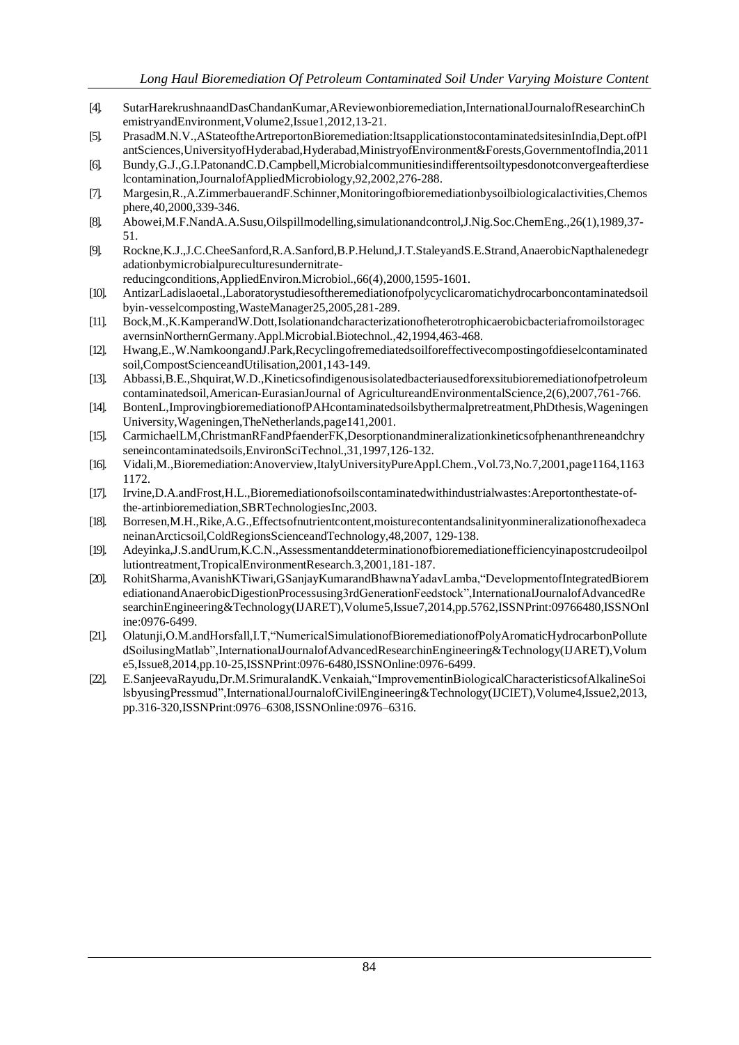[4]. SutarHarekrushnaandDasChandanKumar,AReviewonbioremediation,InternationalJournalofResearchinChemistryandEnvironment,Volume2,Issue1,2012,13-21.

[5]. PrasadM.N.V.,AStateoftheArtreportonBioremediation:ItsapplicationstocontaminatedsitesinIndia,Dept.ofPlantSciences,UniversityofHyderabad,Hyderabad,MinistryofEnvironment&Forests,GovernmentofIndia,2011

[6]. Bundy,G.J.,G.I.PatonandC.D.Campbell,Microbialcommunitiesindifferentsoiltypesdonotconvergeafterdieselcontamination,JournalofAppliedMicrobiology,92,2002,276-288.

[7]. Margesin,R.,A.ZimmerbauerandF.Schinner,Monitoringofbioremediationbysoilbiologicalactivities,Chemosphere,40,2000,339-346.

[8]. Abowei,M.F.NandA.A.Susu,Oilspillmodelling,simulationandcontrol,J.Nig.Soc.ChemEng.,26(1),1989,37-51.

[9]. Rockne,K.J.,J.C.CheeSanford,R.A.Sanford,B.P.Helund,J.T.StaleyandS.E.Strand,AnaerobicNapthalenedegradationbymicrobialpureculturesundernitrate-reducingconditions,AppliedEnviron.Microbiol.,66(4),2000,1595-1601.

[10]. AntizarLadislaoetal.,Laboratorystudiesoftheremediationofpolycyclicaromatichydrocarboncontaminatedsoilbyin-vesselcomposting,WasteManager25,2005,281-289.

[11]. Bock,M.,K.KamperandW.Dott,IsolationandcharacterizationofheterotrophicaerobicbacteriafromoilstoragecavernsinNorthernGermany.Appl.Microbial.Biotechnol.,42,1994,463-468.

[12]. Hwang,E.,W.NamkoongandJ.Park,Recyclingofremediatedsoilforeffectivecompostingofdieselcontaminatedsoil,CompostScienceandUtilisation,2001,143-149.

[13]. Abbassi,B.E.,Shquirat,W.D.,Kineticsofindigenousisolatedbacteriausedforexsitubioremediationofpetroleumcontaminatedsoil,American-EurasianJournal of AgricultureandEnvironmentalScience,2(6),2007,761-766.

[14]. BontenL,ImprovingbioremediationofPAHcontaminatedsoilsbythermalpretreatment,PhDthesis,WageningenUniversity,Wageningen,TheNetherlands,page141,2001.

[15]. CarmichaelLM,ChristmanRFandPfaenderFK,Desorptionandmineralizationkineticsofphenanthreneandchryseneincontaminatedsoils,EnvironSciTechnol.,31,1997,126-132.

[16]. Vidali,M.,Bioremediation:Anoverview,ItalyUniversityPureAppl.Chem.,Vol.73,No.7,2001,page1164,1163 1172.

[17]. Irvine,D.A.andFrost,H.L.,Bioremediationofsoilscontaminatedwithindustrialwastes:Areportonthestate-of-the-artinbioremediation,SBRTechnologiesInc,2003.

[18]. Borresen,M.H.,Rike,A.G.,Effectsofnutrientcontent,moisturecontentandsalinityonmineralizationofhexadecaneinanArcticsoil,ColdRegionsScienceandTechnology,48,2007, 129-138.

[19]. Adeyinka,J.S.andUrum,K.C.N.,Assessmentanddeterminationofbioremediationefficiencyinapostcrudeoilpollutiontreatment,TropicalEnvironmentResearch.3,2001,181-187.

[20]. RohitSharma,AvanishKTiwari,GSanjayKumarandBhawnaYadavLamba,"DevelopmentofIntegratedBioremediationandAnaerobicDigestionProcessusing3rdGenerationFeedstock",InternationalJournalofAdvancedResearchinEngineering&Technology(IJARET),Volume5,Issue7,2014,pp.5762,ISSNPrint:09766480,ISSNOnline:0976-6499.

[21]. Olatunji,O.M.andHorsfall,I.T,"NumericalSimulationofBioremediationofPolyAromaticHydrocarbonPollutedSoilusingMatlab",InternationalJournalofAdvancedResearchinEngineering&Technology(IJARET),Volume5,Issue8,2014,pp.10-25,ISSNPrint:0976-6480,ISSNOnline:0976-6499.

[22]. E.SanjeevaRayudu,Dr.M.SrimuralandK.Venkaiah,"ImprovementinBiologicalCharacteristicsofAlkalineSoilsbyusingPressmud",InternationalJournalofCivilEngineering&Technology(IJCIET),Volume4,Issue2,2013,pp.316-320,ISSNPrint:0976–6308,ISSNOnline:0976–6316.